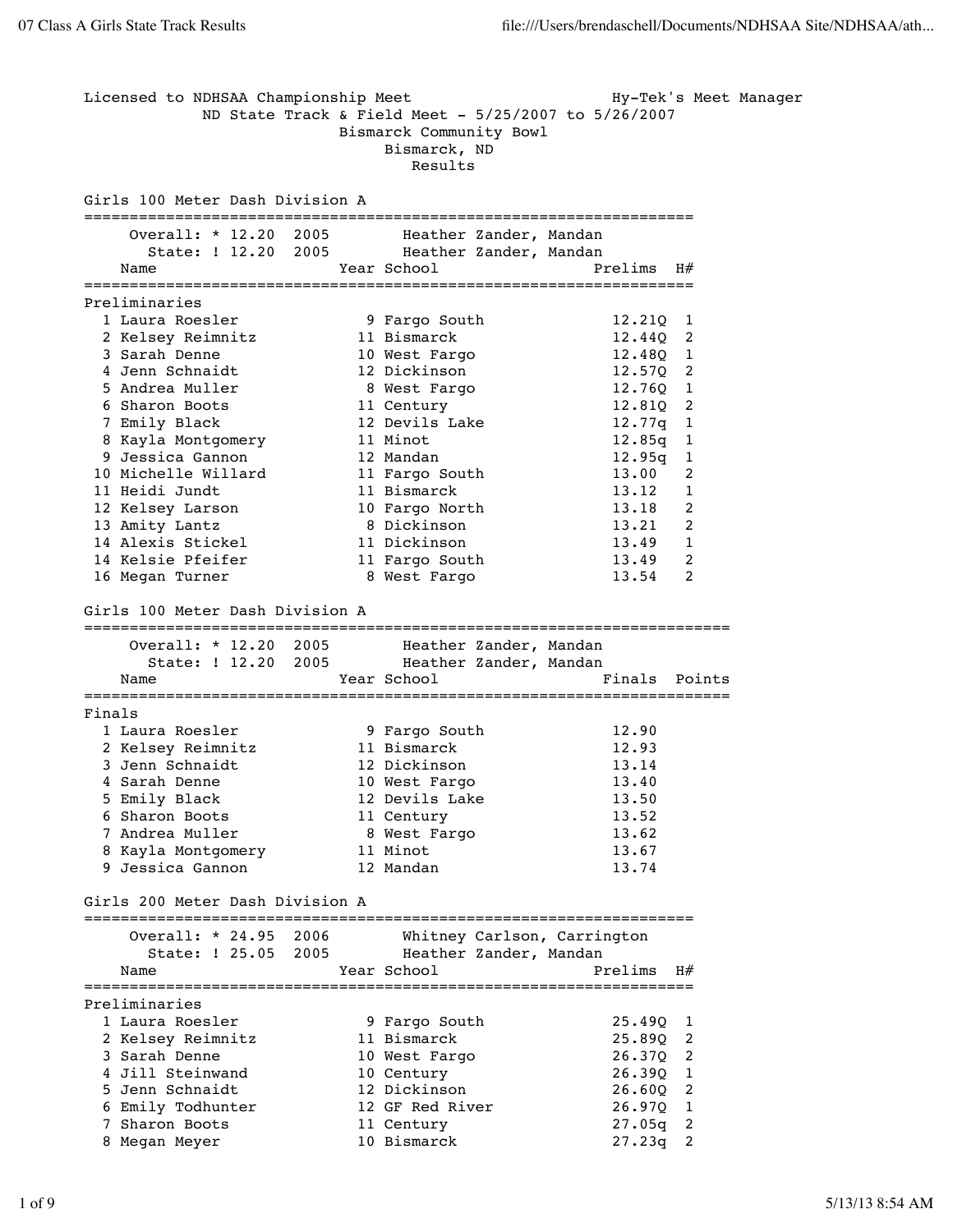Licensed to NDHSAA Championship Meet — Hy-Tek's Meet Manager

ND State Track & Field Meet - 5/25/2007 to 5/26/2007

Bismarck Community Bowl

Bismarck, ND

Results

## Girls 100 Meter Dash Division A

Overall: * 12.20 2005 Heather Zander, Mandan

State: ! 12.20 2005 Heather Zander, Mandan

### Preliminaries

| | Name | Year | School | Prelims | H# |
|---|---|---|---|---|---|
| 1 | Laura Roesler | 9 | Fargo South | 12.21Q | 1 |
| 2 | Kelsey Reimnitz | 11 | Bismarck | 12.44Q | 2 |
| 3 | Sarah Denne | 10 | West Fargo | 12.48Q | 1 |
| 4 | Jenn Schnaidt | 12 | Dickinson | 12.57Q | 2 |
| 5 | Andrea Muller | 8 | West Fargo | 12.76Q | 1 |
| 6 | Sharon Boots | 11 | Century | 12.81Q | 2 |
| 7 | Emily Black | 12 | Devils Lake | 12.77q | 1 |
| 8 | Kayla Montgomery | 11 | Minot | 12.85q | 1 |
| 9 | Jessica Gannon | 12 | Mandan | 12.95q | 1 |
| 10 | Michelle Willard | 11 | Fargo South | 13.00 | 2 |
| 11 | Heidi Jundt | 11 | Bismarck | 13.12 | 1 |
| 12 | Kelsey Larson | 10 | Fargo North | 13.18 | 2 |
| 13 | Amity Lantz | 8 | Dickinson | 13.21 | 2 |
| 14 | Alexis Stickel | 11 | Dickinson | 13.49 | 1 |
| 14 | Kelsie Pfeifer | 11 | Fargo South | 13.49 | 2 |
| 16 | Megan Turner | 8 | West Fargo | 13.54 | 2 |

## Girls 100 Meter Dash Division A

Overall: * 12.20 2005 Heather Zander, Mandan

State: ! 12.20 2005 Heather Zander, Mandan

### Finals

| | Name | Year | School | Finals | Points |
|---|---|---|---|---|---|
| 1 | Laura Roesler | 9 | Fargo South | 12.90 | |
| 2 | Kelsey Reimnitz | 11 | Bismarck | 12.93 | |
| 3 | Jenn Schnaidt | 12 | Dickinson | 13.14 | |
| 4 | Sarah Denne | 10 | West Fargo | 13.40 | |
| 5 | Emily Black | 12 | Devils Lake | 13.50 | |
| 6 | Sharon Boots | 11 | Century | 13.52 | |
| 7 | Andrea Muller | 8 | West Fargo | 13.62 | |
| 8 | Kayla Montgomery | 11 | Minot | 13.67 | |
| 9 | Jessica Gannon | 12 | Mandan | 13.74 | |

## Girls 200 Meter Dash Division A

Overall: * 24.95 2006 Whitney Carlson, Carrington

State: ! 25.05 2005 Heather Zander, Mandan

### Preliminaries

| | Name | Year | School | Prelims | H# |
|---|---|---|---|---|---|
| 1 | Laura Roesler | 9 | Fargo South | 25.49Q | 1 |
| 2 | Kelsey Reimnitz | 11 | Bismarck | 25.89Q | 2 |
| 3 | Sarah Denne | 10 | West Fargo | 26.37Q | 2 |
| 4 | Jill Steinwand | 10 | Century | 26.39Q | 1 |
| 5 | Jenn Schnaidt | 12 | Dickinson | 26.60Q | 2 |
| 6 | Emily Todhunter | 12 | GF Red River | 26.97Q | 1 |
| 7 | Sharon Boots | 11 | Century | 27.05q | 2 |
| 8 | Megan Meyer | 10 | Bismarck | 27.23q | 2 |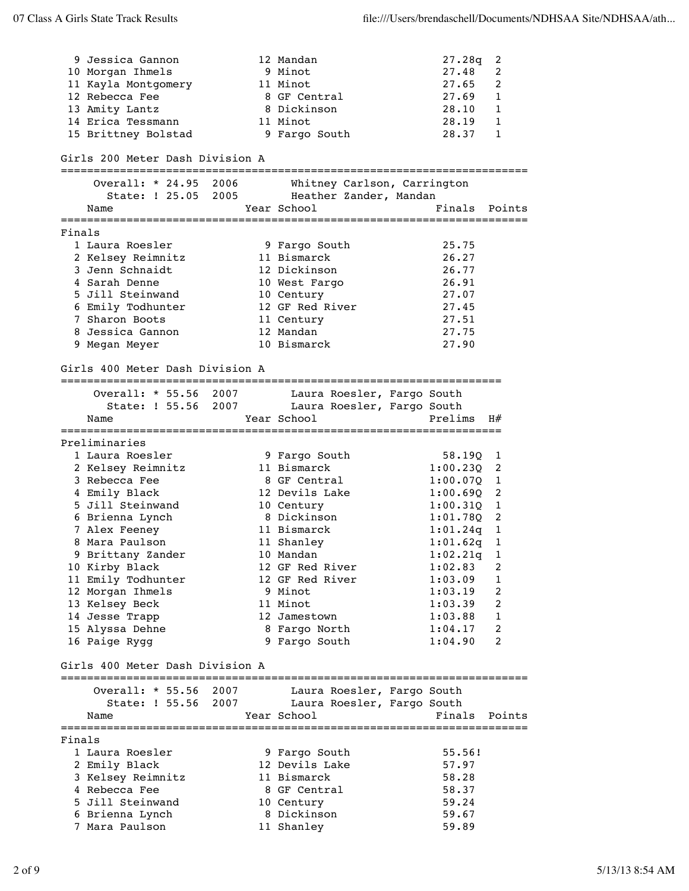| Place | Name | Year | School | Prelims | H# |
|---|---|---|---|---|---|
| 9 | Jessica Gannon | 12 | Mandan | 27.28q | 2 |
| 10 | Morgan Ihmels | 9 | Minot | 27.48 | 2 |
| 11 | Kayla Montgomery | 11 | Minot | 27.65 | 2 |
| 12 | Rebecca Fee | 8 | GF Central | 27.69 | 1 |
| 13 | Amity Lantz | 8 | Dickinson | 28.10 | 1 |
| 14 | Erica Tessmann | 11 | Minot | 28.19 | 1 |
| 15 | Brittney Bolstad | 9 | Fargo South | 28.37 | 1 |

## Girls 200 Meter Dash Division A

Overall: * 24.95 2006 Whitney Carlson, Carrington
State: ! 25.05 2005 Heather Zander, Mandan

**Finals**

| Place | Name | Year | School | Finals | Points |
|---|---|---|---|---|---|
| 1 | Laura Roesler | 9 | Fargo South | 25.75 | |
| 2 | Kelsey Reimnitz | 11 | Bismarck | 26.27 | |
| 3 | Jenn Schnaidt | 12 | Dickinson | 26.77 | |
| 4 | Sarah Denne | 10 | West Fargo | 26.91 | |
| 5 | Jill Steinwand | 10 | Century | 27.07 | |
| 6 | Emily Todhunter | 12 | GF Red River | 27.45 | |
| 7 | Sharon Boots | 11 | Century | 27.51 | |
| 8 | Jessica Gannon | 12 | Mandan | 27.75 | |
| 9 | Megan Meyer | 10 | Bismarck | 27.90 | |

## Girls 400 Meter Dash Division A

Overall: * 55.56 2007 Laura Roesler, Fargo South
State: ! 55.56 2007 Laura Roesler, Fargo South

**Preliminaries**

| Place | Name | Year | School | Prelims | H# |
|---|---|---|---|---|---|
| 1 | Laura Roesler | 9 | Fargo South | 58.19Q | 1 |
| 2 | Kelsey Reimnitz | 11 | Bismarck | 1:00.23Q | 2 |
| 3 | Rebecca Fee | 8 | GF Central | 1:00.07Q | 1 |
| 4 | Emily Black | 12 | Devils Lake | 1:00.69Q | 2 |
| 5 | Jill Steinwand | 10 | Century | 1:00.31Q | 1 |
| 6 | Brienna Lynch | 8 | Dickinson | 1:01.78Q | 2 |
| 7 | Alex Feeney | 11 | Bismarck | 1:01.24q | 1 |
| 8 | Mara Paulson | 11 | Shanley | 1:01.62q | 1 |
| 9 | Brittany Zander | 10 | Mandan | 1:02.21q | 1 |
| 10 | Kirby Black | 12 | GF Red River | 1:02.83 | 2 |
| 11 | Emily Todhunter | 12 | GF Red River | 1:03.09 | 1 |
| 12 | Morgan Ihmels | 9 | Minot | 1:03.19 | 2 |
| 13 | Kelsey Beck | 11 | Minot | 1:03.39 | 2 |
| 14 | Jesse Trapp | 12 | Jamestown | 1:03.88 | 1 |
| 15 | Alyssa Dehne | 8 | Fargo North | 1:04.17 | 2 |
| 16 | Paige Rygg | 9 | Fargo South | 1:04.90 | 2 |

## Girls 400 Meter Dash Division A

Overall: * 55.56 2007 Laura Roesler, Fargo South
State: ! 55.56 2007 Laura Roesler, Fargo South

**Finals**

| Place | Name | Year | School | Finals | Points |
|---|---|---|---|---|---|
| 1 | Laura Roesler | 9 | Fargo South | 55.56! | |
| 2 | Emily Black | 12 | Devils Lake | 57.97 | |
| 3 | Kelsey Reimnitz | 11 | Bismarck | 58.28 | |
| 4 | Rebecca Fee | 8 | GF Central | 58.37 | |
| 5 | Jill Steinwand | 10 | Century | 59.24 | |
| 6 | Brienna Lynch | 8 | Dickinson | 59.67 | |
| 7 | Mara Paulson | 11 | Shanley | 59.89 | |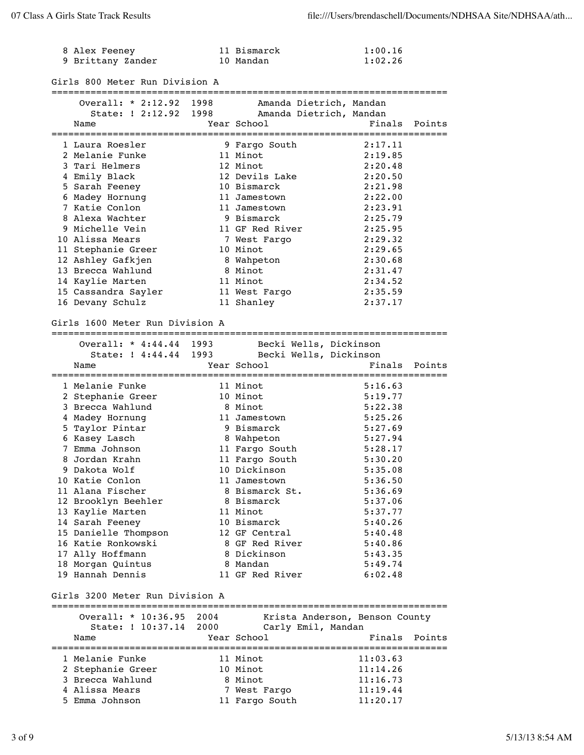| Place | Name | Year | School | Finals | Points |
|---|---|---|---|---|---|
| 8 | Alex Feeney | 11 | Bismarck | 1:00.16 | |
| 9 | Brittany Zander | 10 | Mandan | 1:02.26 | |

## Girls 800 Meter Run Division A

Overall: * 2:12.92 1998 Amanda Dietrich, Mandan
State: ! 2:12.92 1998 Amanda Dietrich, Mandan

| Place | Name | Year | School | Finals | Points |
|---|---|---|---|---|---|
| 1 | Laura Roesler | 9 | Fargo South | 2:17.11 | |
| 2 | Melanie Funke | 11 | Minot | 2:19.85 | |
| 3 | Tari Helmers | 12 | Minot | 2:20.48 | |
| 4 | Emily Black | 12 | Devils Lake | 2:20.50 | |
| 5 | Sarah Feeney | 10 | Bismarck | 2:21.98 | |
| 6 | Madey Hornung | 11 | Jamestown | 2:22.00 | |
| 7 | Katie Conlon | 11 | Jamestown | 2:23.91 | |
| 8 | Alexa Wachter | 9 | Bismarck | 2:25.79 | |
| 9 | Michelle Vein | 11 | GF Red River | 2:25.95 | |
| 10 | Alissa Mears | 7 | West Fargo | 2:29.32 | |
| 11 | Stephanie Greer | 10 | Minot | 2:29.65 | |
| 12 | Ashley Gafkjen | 8 | Wahpeton | 2:30.68 | |
| 13 | Brecca Wahlund | 8 | Minot | 2:31.47 | |
| 14 | Kaylie Marten | 11 | Minot | 2:34.52 | |
| 15 | Cassandra Sayler | 11 | West Fargo | 2:35.59 | |
| 16 | Devany Schulz | 11 | Shanley | 2:37.17 | |

## Girls 1600 Meter Run Division A

Overall: * 4:44.44 1993 Becki Wells, Dickinson
State: ! 4:44.44 1993 Becki Wells, Dickinson

| Place | Name | Year | School | Finals | Points |
|---|---|---|---|---|---|
| 1 | Melanie Funke | 11 | Minot | 5:16.63 | |
| 2 | Stephanie Greer | 10 | Minot | 5:19.77 | |
| 3 | Brecca Wahlund | 8 | Minot | 5:22.38 | |
| 4 | Madey Hornung | 11 | Jamestown | 5:25.26 | |
| 5 | Taylor Pintar | 9 | Bismarck | 5:27.69 | |
| 6 | Kasey Lasch | 8 | Wahpeton | 5:27.94 | |
| 7 | Emma Johnson | 11 | Fargo South | 5:28.17 | |
| 8 | Jordan Krahn | 11 | Fargo South | 5:30.20 | |
| 9 | Dakota Wolf | 10 | Dickinson | 5:35.08 | |
| 10 | Katie Conlon | 11 | Jamestown | 5:36.50 | |
| 11 | Alana Fischer | 8 | Bismarck St. | 5:36.69 | |
| 12 | Brooklyn Beehler | 8 | Bismarck | 5:37.06 | |
| 13 | Kaylie Marten | 11 | Minot | 5:37.77 | |
| 14 | Sarah Feeney | 10 | Bismarck | 5:40.26 | |
| 15 | Danielle Thompson | 12 | GF Central | 5:40.48 | |
| 16 | Katie Ronkowski | 8 | GF Red River | 5:40.86 | |
| 17 | Ally Hoffmann | 8 | Dickinson | 5:43.35 | |
| 18 | Morgan Quintus | 8 | Mandan | 5:49.74 | |
| 19 | Hannah Dennis | 11 | GF Red River | 6:02.48 | |

## Girls 3200 Meter Run Division A

Overall: * 10:36.95 2004 Krista Anderson, Benson County
State: ! 10:37.14 2000 Carly Emil, Mandan

| Place | Name | Year | School | Finals | Points |
|---|---|---|---|---|---|
| 1 | Melanie Funke | 11 | Minot | 11:03.63 | |
| 2 | Stephanie Greer | 10 | Minot | 11:14.26 | |
| 3 | Brecca Wahlund | 8 | Minot | 11:16.73 | |
| 4 | Alissa Mears | 7 | West Fargo | 11:19.44 | |
| 5 | Emma Johnson | 11 | Fargo South | 11:20.17 | |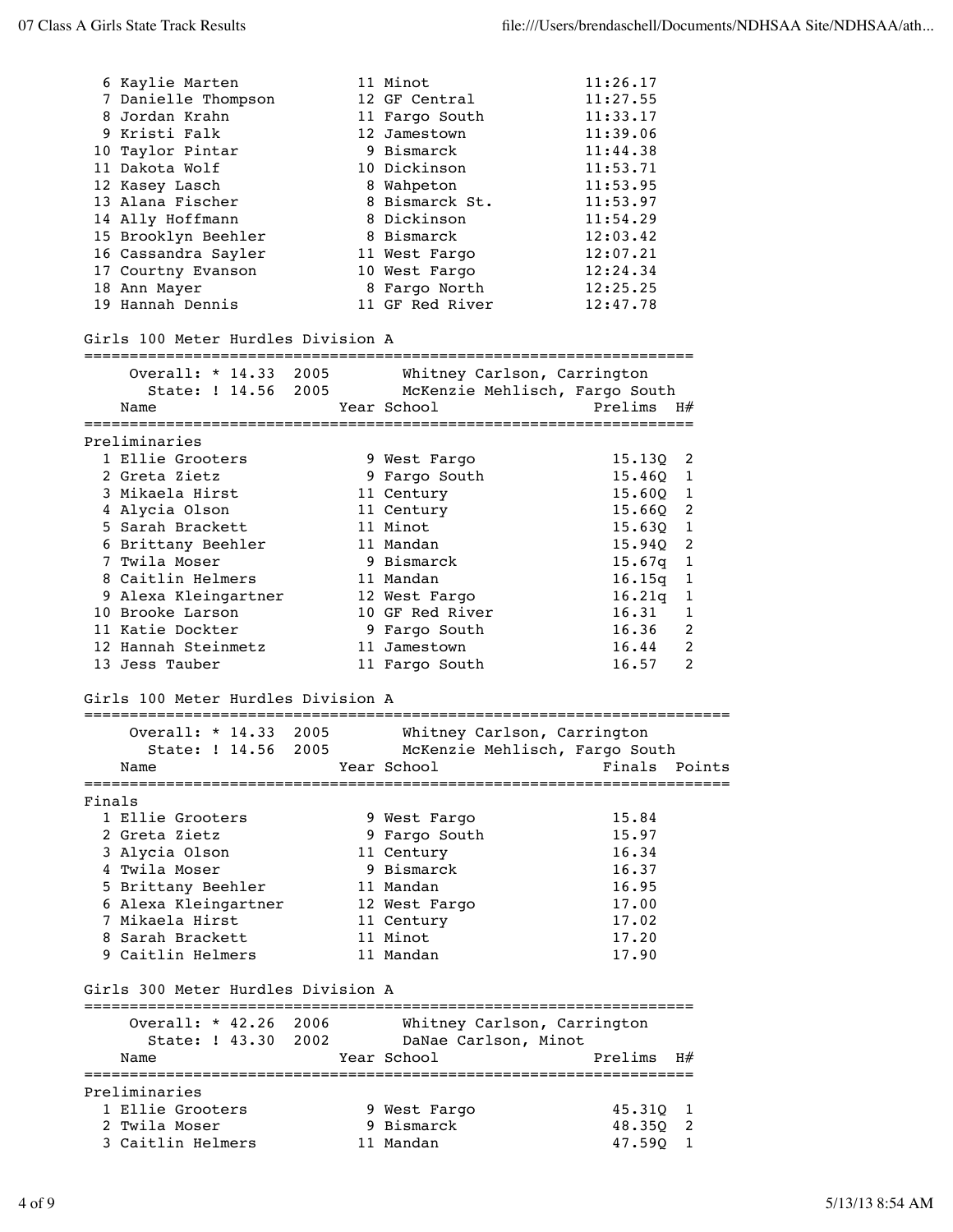| Place | Name | Year | School | Finals |
|---|---|---|---|---|
| 6 | Kaylie Marten | 11 | Minot | 11:26.17 |
| 7 | Danielle Thompson | 12 | GF Central | 11:27.55 |
| 8 | Jordan Krahn | 11 | Fargo South | 11:33.17 |
| 9 | Kristi Falk | 12 | Jamestown | 11:39.06 |
| 10 | Taylor Pintar | 9 | Bismarck | 11:44.38 |
| 11 | Dakota Wolf | 10 | Dickinson | 11:53.71 |
| 12 | Kasey Lasch | 8 | Wahpeton | 11:53.95 |
| 13 | Alana Fischer | 8 | Bismarck St. | 11:53.97 |
| 14 | Ally Hoffmann | 8 | Dickinson | 11:54.29 |
| 15 | Brooklyn Beehler | 8 | Bismarck | 12:03.42 |
| 16 | Cassandra Sayler | 11 | West Fargo | 12:07.21 |
| 17 | Courtny Evanson | 10 | West Fargo | 12:24.34 |
| 18 | Ann Mayer | 8 | Fargo North | 12:25.25 |
| 19 | Hannah Dennis | 11 | GF Red River | 12:47.78 |

## Girls 100 Meter Hurdles Division A

Overall: * 14.33 2005 Whitney Carlson, Carrington
State: ! 14.56 2005 McKenzie Mehlisch, Fargo South

### Preliminaries

| Place | Name | Year | School | Prelims | H# |
|---|---|---|---|---|---|
| 1 | Ellie Grooters | 9 | West Fargo | 15.13Q | 2 |
| 2 | Greta Zietz | 9 | Fargo South | 15.46Q | 1 |
| 3 | Mikaela Hirst | 11 | Century | 15.60Q | 1 |
| 4 | Alycia Olson | 11 | Century | 15.66Q | 2 |
| 5 | Sarah Brackett | 11 | Minot | 15.63Q | 1 |
| 6 | Brittany Beehler | 11 | Mandan | 15.94Q | 2 |
| 7 | Twila Moser | 9 | Bismarck | 15.67q | 1 |
| 8 | Caitlin Helmers | 11 | Mandan | 16.15q | 1 |
| 9 | Alexa Kleingartner | 12 | West Fargo | 16.21q | 1 |
| 10 | Brooke Larson | 10 | GF Red River | 16.31 | 1 |
| 11 | Katie Dockter | 9 | Fargo South | 16.36 | 2 |
| 12 | Hannah Steinmetz | 11 | Jamestown | 16.44 | 2 |
| 13 | Jess Tauber | 11 | Fargo South | 16.57 | 2 |

## Girls 100 Meter Hurdles Division A

Overall: * 14.33 2005 Whitney Carlson, Carrington
State: ! 14.56 2005 McKenzie Mehlisch, Fargo South

### Finals

| Place | Name | Year | School | Finals | Points |
|---|---|---|---|---|---|
| 1 | Ellie Grooters | 9 | West Fargo | 15.84 | |
| 2 | Greta Zietz | 9 | Fargo South | 15.97 | |
| 3 | Alycia Olson | 11 | Century | 16.34 | |
| 4 | Twila Moser | 9 | Bismarck | 16.37 | |
| 5 | Brittany Beehler | 11 | Mandan | 16.95 | |
| 6 | Alexa Kleingartner | 12 | West Fargo | 17.00 | |
| 7 | Mikaela Hirst | 11 | Century | 17.02 | |
| 8 | Sarah Brackett | 11 | Minot | 17.20 | |
| 9 | Caitlin Helmers | 11 | Mandan | 17.90 | |

## Girls 300 Meter Hurdles Division A

Overall: * 42.26 2006 Whitney Carlson, Carrington
State: ! 43.30 2002 DaNae Carlson, Minot

### Preliminaries

| Place | Name | Year | School | Prelims | H# |
|---|---|---|---|---|---|
| 1 | Ellie Grooters | 9 | West Fargo | 45.31Q | 1 |
| 2 | Twila Moser | 9 | Bismarck | 48.35Q | 2 |
| 3 | Caitlin Helmers | 11 | Mandan | 47.59Q | 1 |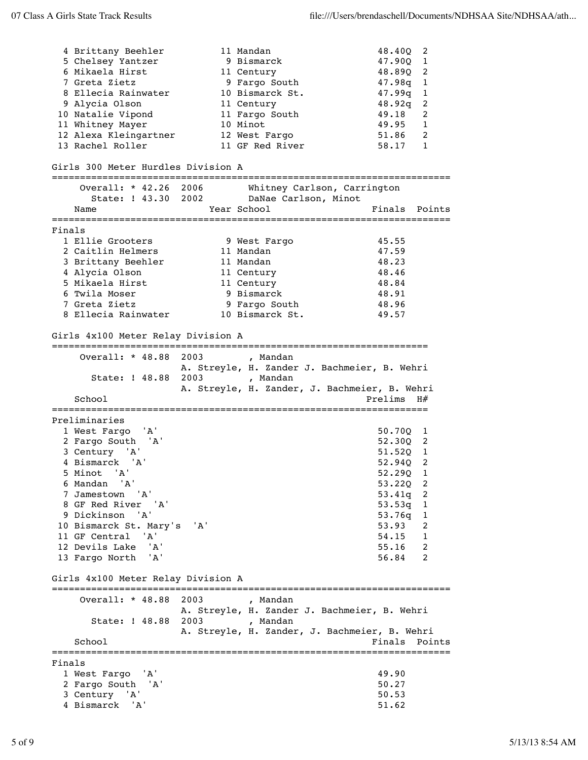| | Name | Year | School | Prelims | H# |
|---|---|---|---|---|---|
| 4 | Brittany Beehler | 11 | Mandan | 48.40Q | 2 |
| 5 | Chelsey Yantzer | 9 | Bismarck | 47.90Q | 1 |
| 6 | Mikaela Hirst | 11 | Century | 48.89Q | 2 |
| 7 | Greta Zietz | 9 | Fargo South | 47.98q | 1 |
| 8 | Ellecia Rainwater | 10 | Bismarck St. | 47.99q | 1 |
| 9 | Alycia Olson | 11 | Century | 48.92q | 2 |
| 10 | Natalie Vipond | 11 | Fargo South | 49.18 | 2 |
| 11 | Whitney Mayer | 10 | Minot | 49.95 | 1 |
| 12 | Alexa Kleingartner | 12 | West Fargo | 51.86 | 2 |
| 13 | Rachel Roller | 11 | GF Red River | 58.17 | 1 |

## Girls 300 Meter Hurdles Division A

Overall: * 42.26 2006 Whitney Carlson, Carrington

State: ! 43.30 2002 DaNae Carlson, Minot

**Finals**

| | Name | Year | School | Finals | Points |
|---|---|---|---|---|---|
| 1 | Ellie Grooters | 9 | West Fargo | 45.55 | |
| 2 | Caitlin Helmers | 11 | Mandan | 47.59 | |
| 3 | Brittany Beehler | 11 | Mandan | 48.23 | |
| 4 | Alycia Olson | 11 | Century | 48.46 | |
| 5 | Mikaela Hirst | 11 | Century | 48.84 | |
| 6 | Twila Moser | 9 | Bismarck | 48.91 | |
| 7 | Greta Zietz | 9 | Fargo South | 48.96 | |
| 8 | Ellecia Rainwater | 10 | Bismarck St. | 49.57 | |

## Girls 4x100 Meter Relay Division A

Overall: * 48.88 2003 , Mandan
A. Streyle, H. Zander J. Bachmeier, B. Wehri

State: ! 48.88 2003 , Mandan
A. Streyle, H. Zander, J. Bachmeier, B. Wehri

**Preliminaries**

| | School | Prelims | H# |
|---|---|---|---|
| 1 | West Fargo 'A' | 50.70Q | 1 |
| 2 | Fargo South 'A' | 52.30Q | 2 |
| 3 | Century 'A' | 51.52Q | 1 |
| 4 | Bismarck 'A' | 52.94Q | 2 |
| 5 | Minot 'A' | 52.29Q | 1 |
| 6 | Mandan 'A' | 53.22Q | 2 |
| 7 | Jamestown 'A' | 53.41q | 2 |
| 8 | GF Red River 'A' | 53.53q | 1 |
| 9 | Dickinson 'A' | 53.76q | 1 |
| 10 | Bismarck St. Mary's 'A' | 53.93 | 2 |
| 11 | GF Central 'A' | 54.15 | 1 |
| 12 | Devils Lake 'A' | 55.16 | 2 |
| 13 | Fargo North 'A' | 56.84 | 2 |

## Girls 4x100 Meter Relay Division A

Overall: * 48.88 2003 , Mandan
A. Streyle, H. Zander J. Bachmeier, B. Wehri

State: ! 48.88 2003 , Mandan
A. Streyle, H. Zander, J. Bachmeier, B. Wehri

**Finals**

| | School | Finals | Points |
|---|---|---|---|
| 1 | West Fargo 'A' | 49.90 | |
| 2 | Fargo South 'A' | 50.27 | |
| 3 | Century 'A' | 50.53 | |
| 4 | Bismarck 'A' | 51.62 | |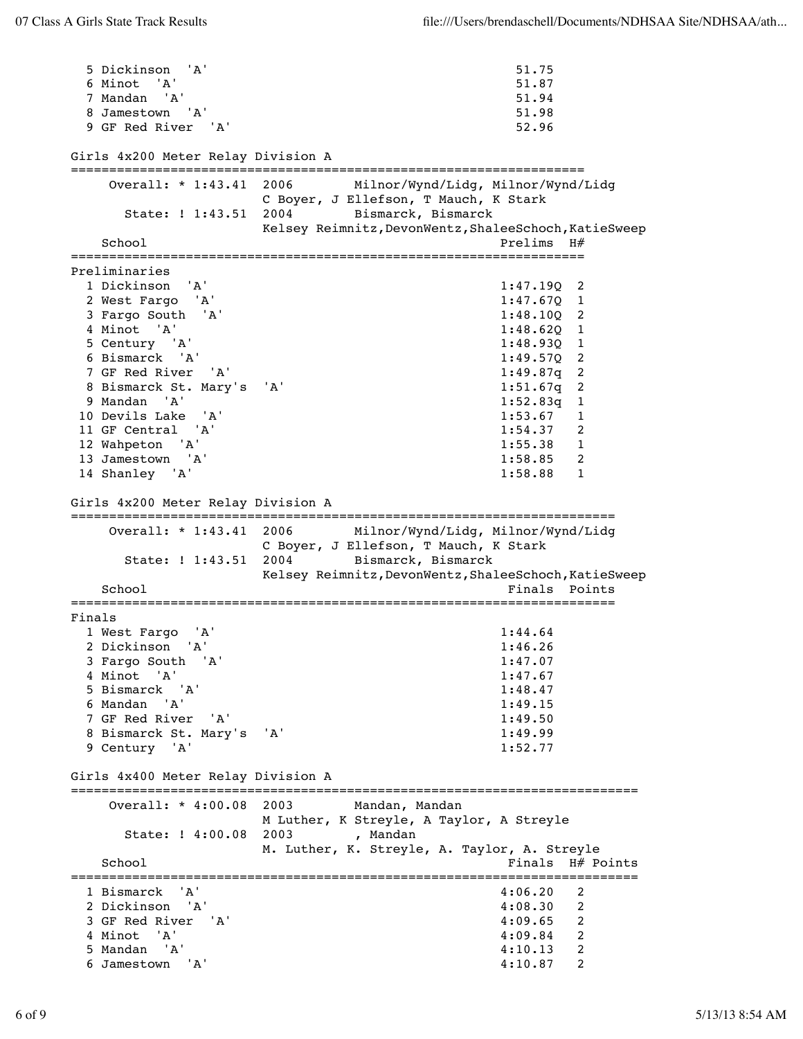| Place | School | Finals |
|---|---|---|
| 5 | Dickinson 'A' | 51.75 |
| 6 | Minot 'A' | 51.87 |
| 7 | Mandan 'A' | 51.94 |
| 8 | Jamestown 'A' | 51.98 |
| 9 | GF Red River 'A' | 52.96 |

## Girls 4x200 Meter Relay Division A

Overall: * 1:43.41 2006 Milnor/Wynd/Lidg, Milnor/Wynd/Lidg
C Boyer, J Ellefson, T Mauch, K Stark

State: ! 1:43.51 2004 Bismarck, Bismarck
Kelsey Reimnitz,DevonWentz,ShaleeSchoch,KatieSweep

### Preliminaries

| Place | School | Prelims | H# |
|---|---|---|---|
| 1 | Dickinson 'A' | 1:47.19Q | 2 |
| 2 | West Fargo 'A' | 1:47.67Q | 1 |
| 3 | Fargo South 'A' | 1:48.10Q | 2 |
| 4 | Minot 'A' | 1:48.62Q | 1 |
| 5 | Century 'A' | 1:48.93Q | 1 |
| 6 | Bismarck 'A' | 1:49.57Q | 2 |
| 7 | GF Red River 'A' | 1:49.87q | 2 |
| 8 | Bismarck St. Mary's 'A' | 1:51.67q | 2 |
| 9 | Mandan 'A' | 1:52.83q | 1 |
| 10 | Devils Lake 'A' | 1:53.67 | 1 |
| 11 | GF Central 'A' | 1:54.37 | 2 |
| 12 | Wahpeton 'A' | 1:55.38 | 1 |
| 13 | Jamestown 'A' | 1:58.85 | 2 |
| 14 | Shanley 'A' | 1:58.88 | 1 |

## Girls 4x200 Meter Relay Division A

Overall: * 1:43.41 2006 Milnor/Wynd/Lidg, Milnor/Wynd/Lidg
C Boyer, J Ellefson, T Mauch, K Stark

State: ! 1:43.51 2004 Bismarck, Bismarck
Kelsey Reimnitz,DevonWentz,ShaleeSchoch,KatieSweep

### Finals

| Place | School | Finals | Points |
|---|---|---|---|
| 1 | West Fargo 'A' | 1:44.64 | |
| 2 | Dickinson 'A' | 1:46.26 | |
| 3 | Fargo South 'A' | 1:47.07 | |
| 4 | Minot 'A' | 1:47.67 | |
| 5 | Bismarck 'A' | 1:48.47 | |
| 6 | Mandan 'A' | 1:49.15 | |
| 7 | GF Red River 'A' | 1:49.50 | |
| 8 | Bismarck St. Mary's 'A' | 1:49.99 | |
| 9 | Century 'A' | 1:52.77 | |

## Girls 4x400 Meter Relay Division A

Overall: * 4:00.08 2003 Mandan, Mandan
M Luther, K Streyle, A Taylor, A Streyle

State: ! 4:00.08 2003 , Mandan
M. Luther, K. Streyle, A. Taylor, A. Streyle

| Place | School | Finals | H# | Points |
|---|---|---|---|---|
| 1 | Bismarck 'A' | 4:06.20 | 2 | |
| 2 | Dickinson 'A' | 4:08.30 | 2 | |
| 3 | GF Red River 'A' | 4:09.65 | 2 | |
| 4 | Minot 'A' | 4:09.84 | 2 | |
| 5 | Mandan 'A' | 4:10.13 | 2 | |
| 6 | Jamestown 'A' | 4:10.87 | 2 | |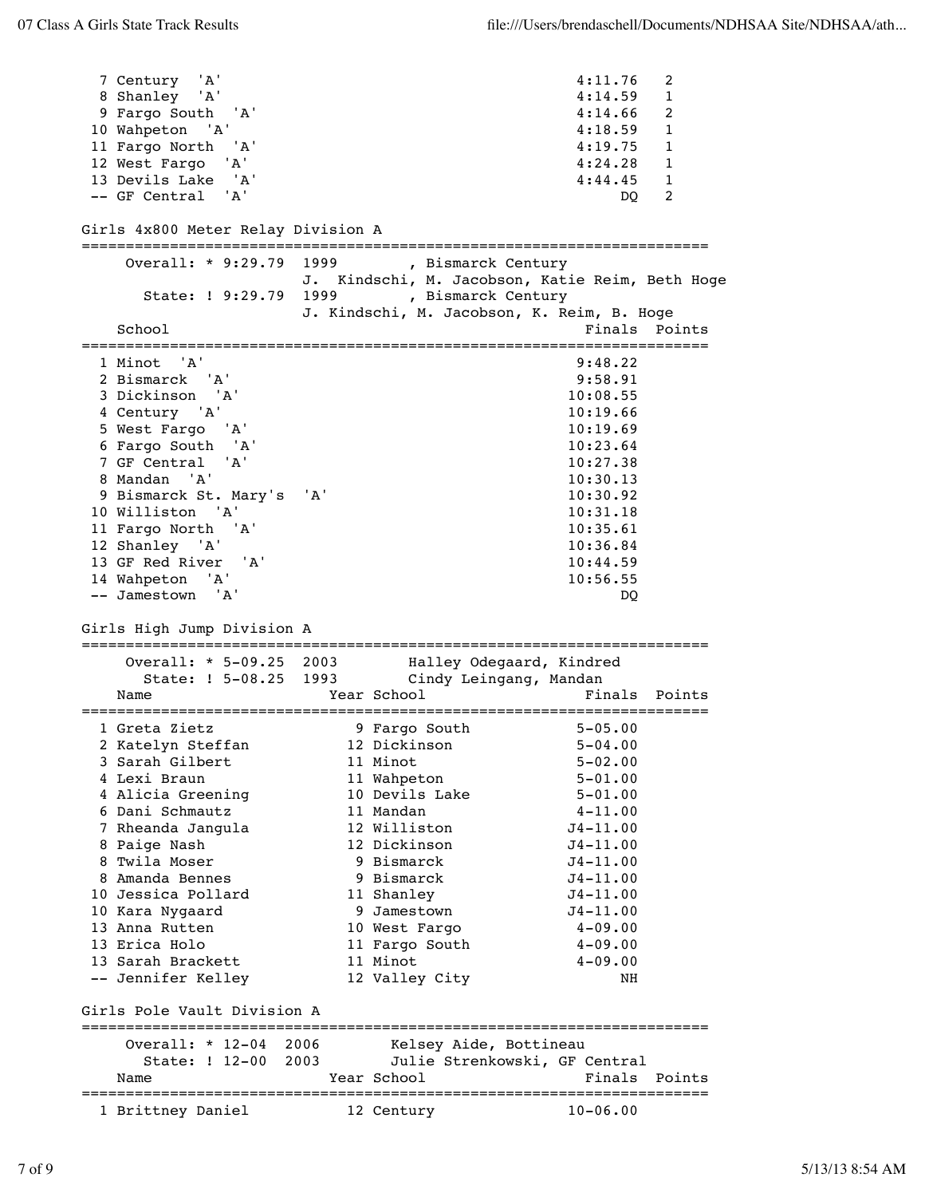| Place | School | Finals | Points |
|---|---|---|---|
| 7 | Century 'A' | 4:11.76 | 2 |
| 8 | Shanley 'A' | 4:14.59 | 1 |
| 9 | Fargo South 'A' | 4:14.66 | 2 |
| 10 | Wahpeton 'A' | 4:18.59 | 1 |
| 11 | Fargo North 'A' | 4:19.75 | 1 |
| 12 | West Fargo 'A' | 4:24.28 | 1 |
| 13 | Devils Lake 'A' | 4:44.45 | 1 |
| -- | GF Central 'A' | DQ | 2 |

## Girls 4x800 Meter Relay Division A

Overall: * 9:29.79 1999 , Bismarck Century
J. Kindschi, M. Jacobson, Katie Reim, Beth Hoge

State: ! 9:29.79 1999 , Bismarck Century
J. Kindschi, M. Jacobson, K. Reim, B. Hoge

| Place | School | Finals | Points |
|---|---|---|---|
| 1 | Minot 'A' | 9:48.22 | |
| 2 | Bismarck 'A' | 9:58.91 | |
| 3 | Dickinson 'A' | 10:08.55 | |
| 4 | Century 'A' | 10:19.66 | |
| 5 | West Fargo 'A' | 10:19.69 | |
| 6 | Fargo South 'A' | 10:23.64 | |
| 7 | GF Central 'A' | 10:27.38 | |
| 8 | Mandan 'A' | 10:30.13 | |
| 9 | Bismarck St. Mary's 'A' | 10:30.92 | |
| 10 | Williston 'A' | 10:31.18 | |
| 11 | Fargo North 'A' | 10:35.61 | |
| 12 | Shanley 'A' | 10:36.84 | |
| 13 | GF Red River 'A' | 10:44.59 | |
| 14 | Wahpeton 'A' | 10:56.55 | |
| -- | Jamestown 'A' | DQ | |

## Girls High Jump Division A

Overall: * 5-09.25 2003 Halley Odegaard, Kindred

State: ! 5-08.25 1993 Cindy Leingang, Mandan

| Place | Name | Year | School | Finals | Points |
|---|---|---|---|---|---|
| 1 | Greta Zietz | 9 | Fargo South | 5-05.00 | |
| 2 | Katelyn Steffan | 12 | Dickinson | 5-04.00 | |
| 3 | Sarah Gilbert | 11 | Minot | 5-02.00 | |
| 4 | Lexi Braun | 11 | Wahpeton | 5-01.00 | |
| 4 | Alicia Greening | 10 | Devils Lake | 5-01.00 | |
| 6 | Dani Schmautz | 11 | Mandan | 4-11.00 | |
| 7 | Rheanda Jangula | 12 | Williston | J4-11.00 | |
| 8 | Paige Nash | 12 | Dickinson | J4-11.00 | |
| 8 | Twila Moser | 9 | Bismarck | J4-11.00 | |
| 8 | Amanda Bennes | 9 | Bismarck | J4-11.00 | |
| 10 | Jessica Pollard | 11 | Shanley | J4-11.00 | |
| 10 | Kara Nygaard | 9 | Jamestown | J4-11.00 | |
| 13 | Anna Rutten | 10 | West Fargo | 4-09.00 | |
| 13 | Erica Holo | 11 | Fargo South | 4-09.00 | |
| 13 | Sarah Brackett | 11 | Minot | 4-09.00 | |
| -- | Jennifer Kelley | 12 | Valley City | NH | |

## Girls Pole Vault Division A

Overall: * 12-04 2006 Kelsey Aide, Bottineau

State: ! 12-00 2003 Julie Strenkowski, GF Central

| Place | Name | Year | School | Finals | Points |
|---|---|---|---|---|---|
| 1 | Brittney Daniel | 12 | Century | 10-06.00 | |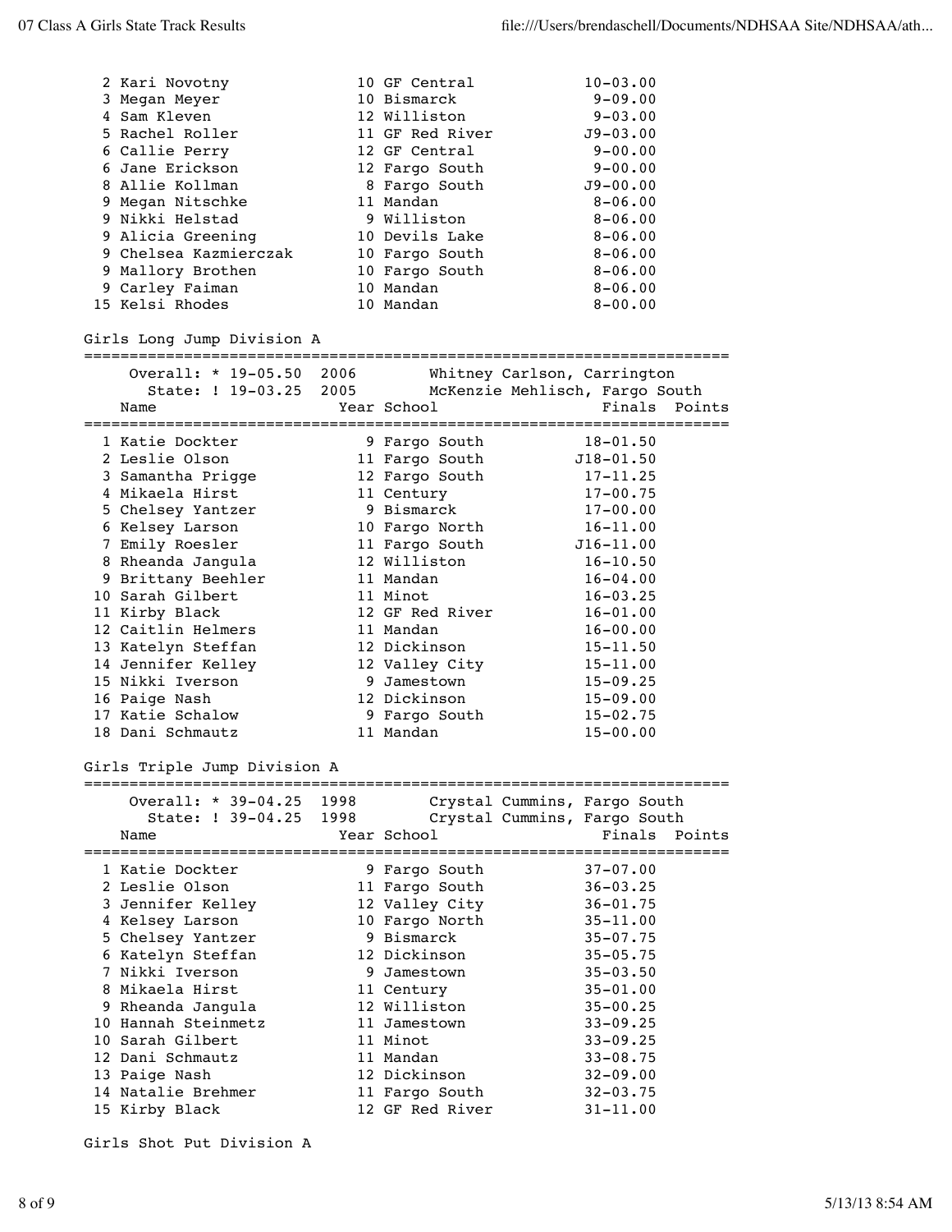| Place | Name | Year | School | Finals |
|---|---|---|---|---|
| 2 | Kari Novotny | 10 | GF Central | 10-03.00 |
| 3 | Megan Meyer | 10 | Bismarck | 9-09.00 |
| 4 | Sam Kleven | 12 | Williston | 9-03.00 |
| 5 | Rachel Roller | 11 | GF Red River | J9-03.00 |
| 6 | Callie Perry | 12 | GF Central | 9-00.00 |
| 6 | Jane Erickson | 12 | Fargo South | 9-00.00 |
| 8 | Allie Kollman | 8 | Fargo South | J9-00.00 |
| 9 | Megan Nitschke | 11 | Mandan | 8-06.00 |
| 9 | Nikki Helstad | 9 | Williston | 8-06.00 |
| 9 | Alicia Greening | 10 | Devils Lake | 8-06.00 |
| 9 | Chelsea Kazmierczak | 10 | Fargo South | 8-06.00 |
| 9 | Mallory Brothen | 10 | Fargo South | 8-06.00 |
| 9 | Carley Faiman | 10 | Mandan | 8-06.00 |
| 15 | Kelsi Rhodes | 10 | Mandan | 8-00.00 |

## Girls Long Jump Division A

Overall: * 19-05.50 2006 Whitney Carlson, Carrington

State: ! 19-03.25 2005 McKenzie Mehlisch, Fargo South

| Place | Name | Year | School | Finals | Points |
|---|---|---|---|---|---|
| 1 | Katie Dockter | 9 | Fargo South | 18-01.50 | |
| 2 | Leslie Olson | 11 | Fargo South | J18-01.50 | |
| 3 | Samantha Prigge | 12 | Fargo South | 17-11.25 | |
| 4 | Mikaela Hirst | 11 | Century | 17-00.75 | |
| 5 | Chelsey Yantzer | 9 | Bismarck | 17-00.00 | |
| 6 | Kelsey Larson | 10 | Fargo North | 16-11.00 | |
| 7 | Emily Roesler | 11 | Fargo South | J16-11.00 | |
| 8 | Rheanda Jangula | 12 | Williston | 16-10.50 | |
| 9 | Brittany Beehler | 11 | Mandan | 16-04.00 | |
| 10 | Sarah Gilbert | 11 | Minot | 16-03.25 | |
| 11 | Kirby Black | 12 | GF Red River | 16-01.00 | |
| 12 | Caitlin Helmers | 11 | Mandan | 16-00.00 | |
| 13 | Katelyn Steffan | 12 | Dickinson | 15-11.50 | |
| 14 | Jennifer Kelley | 12 | Valley City | 15-11.00 | |
| 15 | Nikki Iverson | 9 | Jamestown | 15-09.25 | |
| 16 | Paige Nash | 12 | Dickinson | 15-09.00 | |
| 17 | Katie Schalow | 9 | Fargo South | 15-02.75 | |
| 18 | Dani Schmautz | 11 | Mandan | 15-00.00 | |

## Girls Triple Jump Division A

Overall: * 39-04.25 1998 Crystal Cummins, Fargo South

State: ! 39-04.25 1998 Crystal Cummins, Fargo South

| Place | Name | Year | School | Finals | Points |
|---|---|---|---|---|---|
| 1 | Katie Dockter | 9 | Fargo South | 37-07.00 | |
| 2 | Leslie Olson | 11 | Fargo South | 36-03.25 | |
| 3 | Jennifer Kelley | 12 | Valley City | 36-01.75 | |
| 4 | Kelsey Larson | 10 | Fargo North | 35-11.00 | |
| 5 | Chelsey Yantzer | 9 | Bismarck | 35-07.75 | |
| 6 | Katelyn Steffan | 12 | Dickinson | 35-05.75 | |
| 7 | Nikki Iverson | 9 | Jamestown | 35-03.50 | |
| 8 | Mikaela Hirst | 11 | Century | 35-01.00 | |
| 9 | Rheanda Jangula | 12 | Williston | 35-00.25 | |
| 10 | Hannah Steinmetz | 11 | Jamestown | 33-09.25 | |
| 10 | Sarah Gilbert | 11 | Minot | 33-09.25 | |
| 12 | Dani Schmautz | 11 | Mandan | 33-08.75 | |
| 13 | Paige Nash | 12 | Dickinson | 32-09.00 | |
| 14 | Natalie Brehmer | 11 | Fargo South | 32-03.75 | |
| 15 | Kirby Black | 12 | GF Red River | 31-11.00 | |

## Girls Shot Put Division A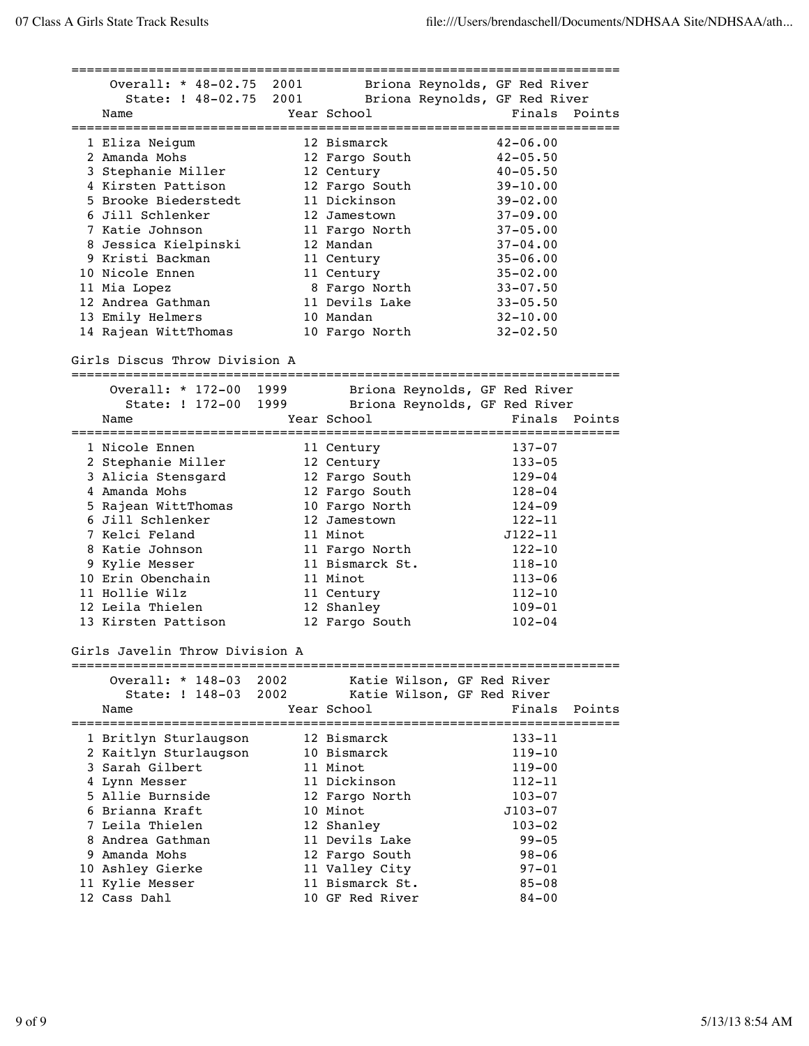Overall: * 48-02.75 2001 Briona Reynolds, GF Red River

State: ! 48-02.75 2001 Briona Reynolds, GF Red River

| | Name | Year | School | Finals | Points |
|---|---|---|---|---|---|
| 1 | Eliza Neigum | 12 | Bismarck | 42-06.00 | |
| 2 | Amanda Mohs | 12 | Fargo South | 42-05.50 | |
| 3 | Stephanie Miller | 12 | Century | 40-05.50 | |
| 4 | Kirsten Pattison | 12 | Fargo South | 39-10.00 | |
| 5 | Brooke Biederstedt | 11 | Dickinson | 39-02.00 | |
| 6 | Jill Schlenker | 12 | Jamestown | 37-09.00 | |
| 7 | Katie Johnson | 11 | Fargo North | 37-05.00 | |
| 8 | Jessica Kielpinski | 12 | Mandan | 37-04.00 | |
| 9 | Kristi Backman | 11 | Century | 35-06.00 | |
| 10 | Nicole Ennen | 11 | Century | 35-02.00 | |
| 11 | Mia Lopez | 8 | Fargo North | 33-07.50 | |
| 12 | Andrea Gathman | 11 | Devils Lake | 33-05.50 | |
| 13 | Emily Helmers | 10 | Mandan | 32-10.00 | |
| 14 | Rajean WittThomas | 10 | Fargo North | 32-02.50 | |

## Girls Discus Throw Division A

Overall: * 172-00 1999 Briona Reynolds, GF Red River

State: ! 172-00 1999 Briona Reynolds, GF Red River

| | Name | Year | School | Finals | Points |
|---|---|---|---|---|---|
| 1 | Nicole Ennen | 11 | Century | 137-07 | |
| 2 | Stephanie Miller | 12 | Century | 133-05 | |
| 3 | Alicia Stensgard | 12 | Fargo South | 129-04 | |
| 4 | Amanda Mohs | 12 | Fargo South | 128-04 | |
| 5 | Rajean WittThomas | 10 | Fargo North | 124-09 | |
| 6 | Jill Schlenker | 12 | Jamestown | 122-11 | |
| 7 | Kelci Feland | 11 | Minot | J122-11 | |
| 8 | Katie Johnson | 11 | Fargo North | 122-10 | |
| 9 | Kylie Messer | 11 | Bismarck St. | 118-10 | |
| 10 | Erin Obenchain | 11 | Minot | 113-06 | |
| 11 | Hollie Wilz | 11 | Century | 112-10 | |
| 12 | Leila Thielen | 12 | Shanley | 109-01 | |
| 13 | Kirsten Pattison | 12 | Fargo South | 102-04 | |

## Girls Javelin Throw Division A

Overall: * 148-03 2002 Katie Wilson, GF Red River

State: ! 148-03 2002 Katie Wilson, GF Red River

| | Name | Year | School | Finals | Points |
|---|---|---|---|---|---|
| 1 | Britlyn Sturlaugson | 12 | Bismarck | 133-11 | |
| 2 | Kaitlyn Sturlaugson | 10 | Bismarck | 119-10 | |
| 3 | Sarah Gilbert | 11 | Minot | 119-00 | |
| 4 | Lynn Messer | 11 | Dickinson | 112-11 | |
| 5 | Allie Burnside | 12 | Fargo North | 103-07 | |
| 6 | Brianna Kraft | 10 | Minot | J103-07 | |
| 7 | Leila Thielen | 12 | Shanley | 103-02 | |
| 8 | Andrea Gathman | 11 | Devils Lake | 99-05 | |
| 9 | Amanda Mohs | 12 | Fargo South | 98-06 | |
| 10 | Ashley Gierke | 11 | Valley City | 97-01 | |
| 11 | Kylie Messer | 11 | Bismarck St. | 85-08 | |
| 12 | Cass Dahl | 10 | GF Red River | 84-00 | |